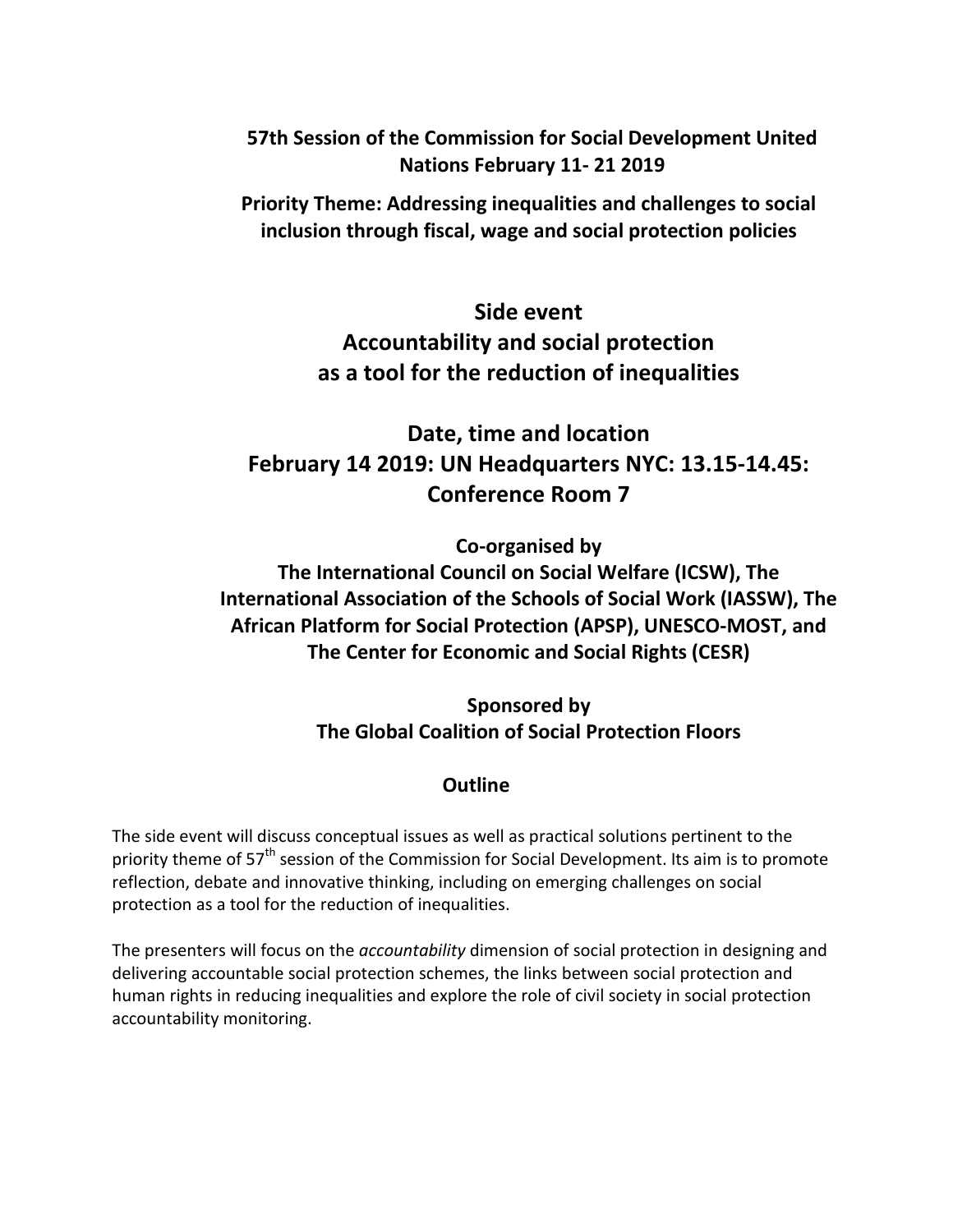**57th Session of the Commission for Social Development United Nations February 11- 21 2019**

**Priority Theme: Addressing inequalities and challenges to social inclusion through fiscal, wage and social protection policies**

## Side event
## Accountability and social protection as a tool for the reduction of inequalities

## Date, time and location
## February 14 2019: UN Headquarters NYC: 13.15-14.45: Conference Room 7

**Co-organised by**

**The International Council on Social Welfare (ICSW), The International Association of the Schools of Social Work (IASSW), The African Platform for Social Protection (APSP), UNESCO-MOST, and The Center for Economic and Social Rights (CESR)**

**Sponsored by**

**The Global Coalition of Social Protection Floors**

**Outline**

The side event will discuss conceptual issues as well as practical solutions pertinent to the priority theme of 57th session of the Commission for Social Development. Its aim is to promote reflection, debate and innovative thinking, including on emerging challenges on social protection as a tool for the reduction of inequalities.

The presenters will focus on the *accountability* dimension of social protection in designing and delivering accountable social protection schemes, the links between social protection and human rights in reducing inequalities and explore the role of civil society in social protection accountability monitoring.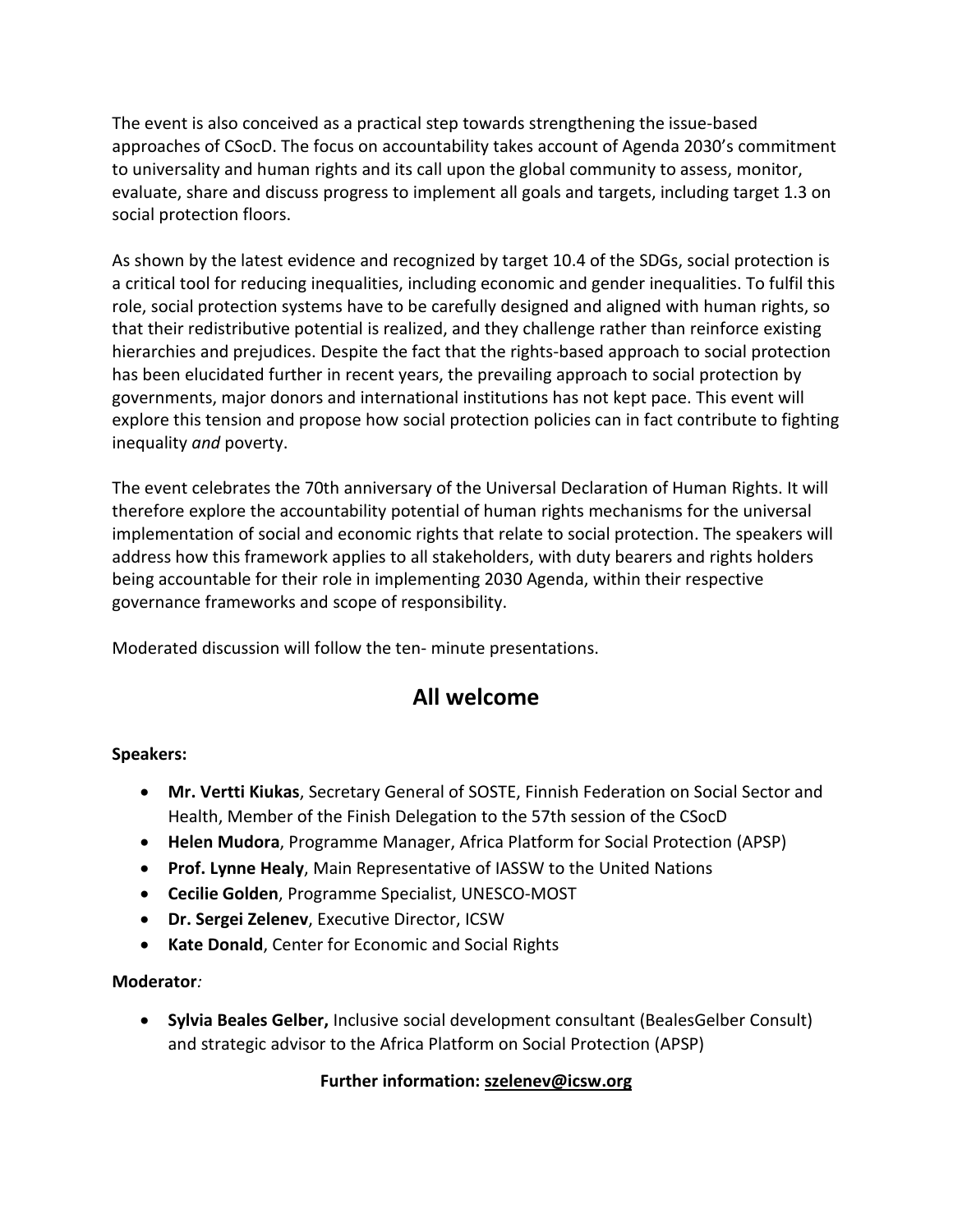The event is also conceived as a practical step towards strengthening the issue-based approaches of CSocD. The focus on accountability takes account of Agenda 2030's commitment to universality and human rights and its call upon the global community to assess, monitor, evaluate, share and discuss progress to implement all goals and targets, including target 1.3 on social protection floors.

As shown by the latest evidence and recognized by target 10.4 of the SDGs, social protection is a critical tool for reducing inequalities, including economic and gender inequalities. To fulfil this role, social protection systems have to be carefully designed and aligned with human rights, so that their redistributive potential is realized, and they challenge rather than reinforce existing hierarchies and prejudices. Despite the fact that the rights-based approach to social protection has been elucidated further in recent years, the prevailing approach to social protection by governments, major donors and international institutions has not kept pace. This event will explore this tension and propose how social protection policies can in fact contribute to fighting inequality *and* poverty.

The event celebrates the 70th anniversary of the Universal Declaration of Human Rights. It will therefore explore the accountability potential of human rights mechanisms for the universal implementation of social and economic rights that relate to social protection. The speakers will address how this framework applies to all stakeholders, with duty bearers and rights holders being accountable for their role in implementing 2030 Agenda, within their respective governance frameworks and scope of responsibility.

Moderated discussion will follow the ten- minute presentations.

## All welcome

**Speakers:**

- **Mr. Vertti Kiukas**, Secretary General of SOSTE, Finnish Federation on Social Sector and Health, Member of the Finish Delegation to the 57th session of the CSocD
- **Helen Mudora**, Programme Manager, Africa Platform for Social Protection (APSP)
- **Prof. Lynne Healy**, Main Representative of IASSW to the United Nations
- **Cecilie Golden**, Programme Specialist, UNESCO-MOST
- **Dr. Sergei Zelenev**, Executive Director, ICSW
- **Kate Donald**, Center for Economic and Social Rights

**Moderator***:*

- **Sylvia Beales Gelber,** Inclusive social development consultant (BealesGelber Consult) and strategic advisor to the Africa Platform on Social Protection (APSP)

**Further information: szelenev@icsw.org**